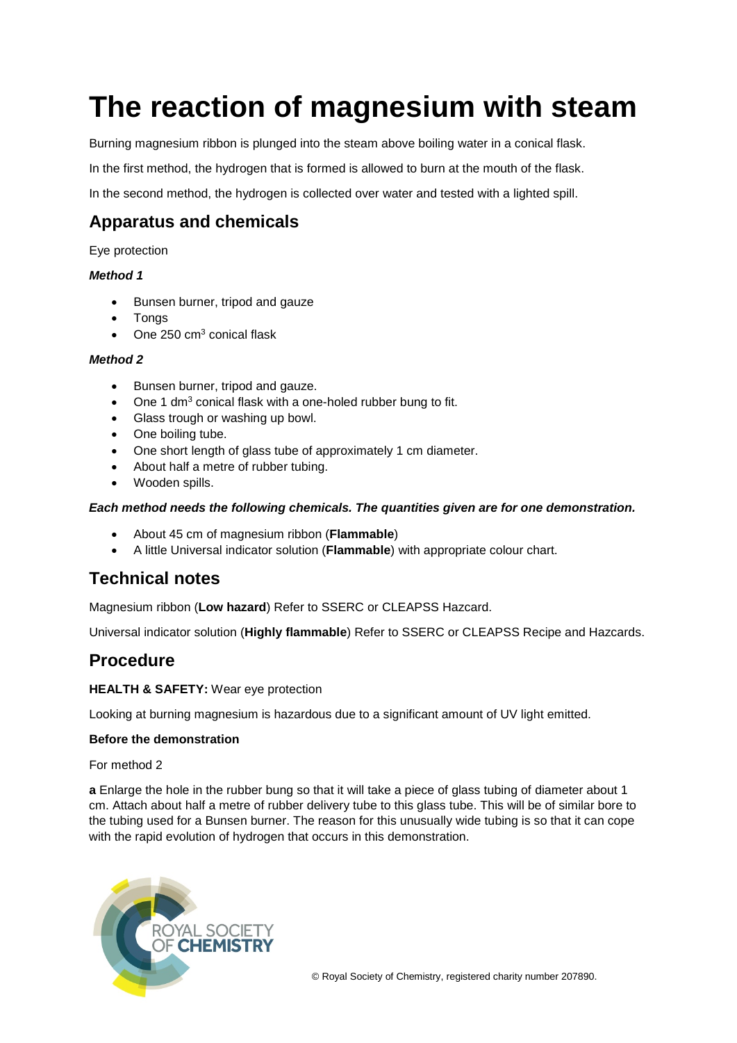# The reaction of magnesium with steam

Burning magnesium ribbon is plunged into the steam above boiling water in a conical flask.

In the first method, the hydrogen that is formed is allowed to burn at the mouth of the flask.

In the second method, the hydrogen is collected over water and tested with a lighted spill.

## Apparatus and chemicals

Eye protection

***Method 1***

- Bunsen burner, tripod and gauze
- Tongs
- One 250 $cm^3$ conical flask

***Method 2***

- Bunsen burner, tripod and gauze.
- One 1 $dm^3$ conical flask with a one-holed rubber bung to fit.
- Glass trough or washing up bowl.
- One boiling tube.
- One short length of glass tube of approximately 1 cm diameter.
- About half a metre of rubber tubing.
- Wooden spills.

***Each method needs the following chemicals. The quantities given are for one demonstration.***

- About 45 cm of magnesium ribbon (**Flammable**)
- A little Universal indicator solution (**Flammable**) with appropriate colour chart.

## Technical notes

Magnesium ribbon (**Low hazard**) Refer to SSERC or CLEAPSS Hazcard.

Universal indicator solution (**Highly flammable**) Refer to SSERC or CLEAPSS Recipe and Hazcards.

## Procedure

**HEALTH & SAFETY:** Wear eye protection

Looking at burning magnesium is hazardous due to a significant amount of UV light emitted.

**Before the demonstration**

For method 2

**a** Enlarge the hole in the rubber bung so that it will take a piece of glass tubing of diameter about 1 cm. Attach about half a metre of rubber delivery tube to this glass tube. This will be of similar bore to the tubing used for a Bunsen burner. The reason for this unusually wide tubing is so that it can cope with the rapid evolution of hydrogen that occurs in this demonstration.

© Royal Society of Chemistry, registered charity number 207890.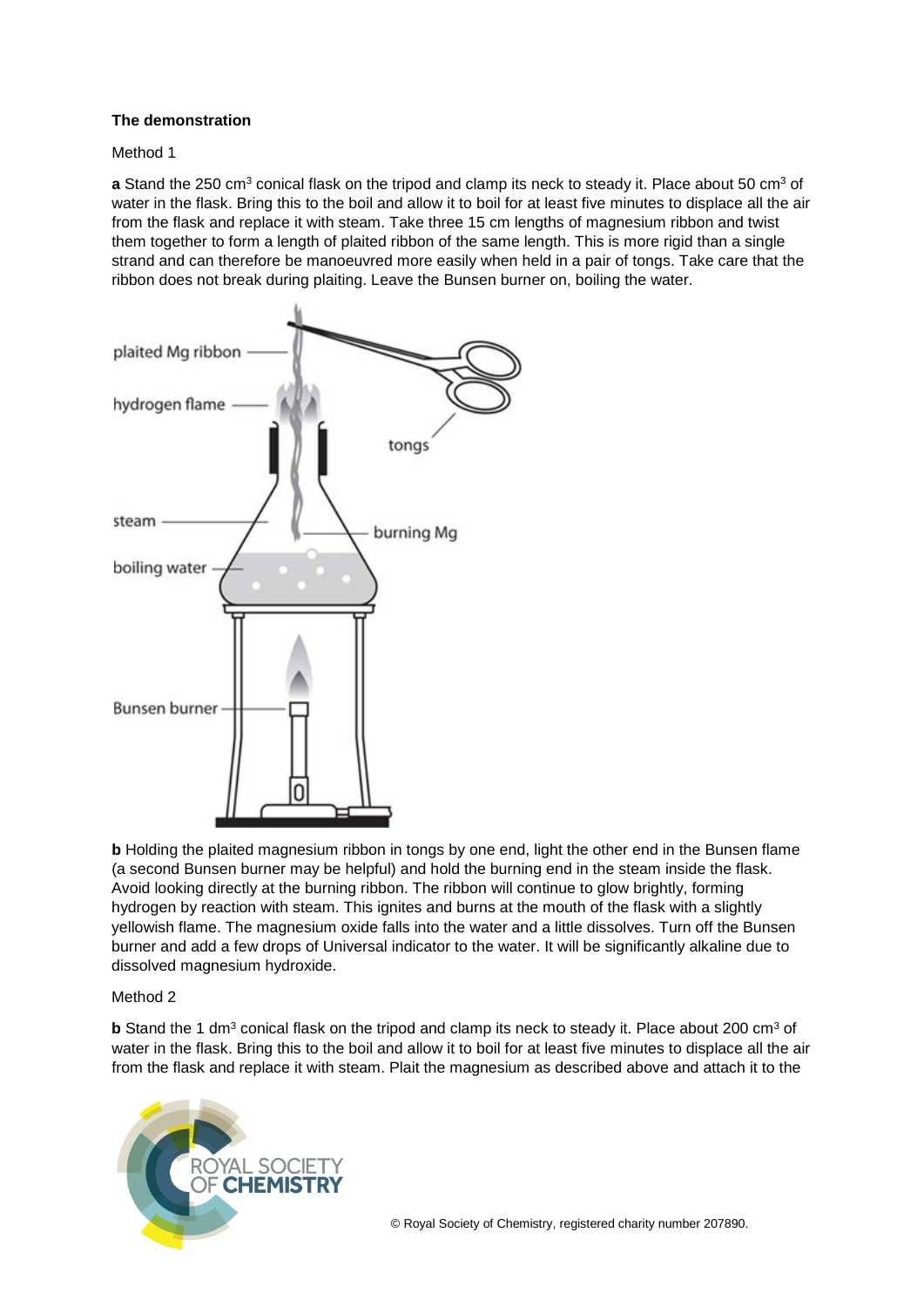**The demonstration**

Method 1

**a** Stand the 250 cm$^3$ conical flask on the tripod and clamp its neck to steady it. Place about 50 cm$^3$ of water in the flask. Bring this to the boil and allow it to boil for at least five minutes to displace all the air from the flask and replace it with steam. Take three 15 cm lengths of magnesium ribbon and twist them together to form a length of plaited ribbon of the same length. This is more rigid than a single strand and can therefore be manoeuvred more easily when held in a pair of tongs. Take care that the ribbon does not break during plaiting. Leave the Bunsen burner on, boiling the water.

**b** Holding the plaited magnesium ribbon in tongs by one end, light the other end in the Bunsen flame (a second Bunsen burner may be helpful) and hold the burning end in the steam inside the flask. Avoid looking directly at the burning ribbon. The ribbon will continue to glow brightly, forming hydrogen by reaction with steam. This ignites and burns at the mouth of the flask with a slightly yellowish flame. The magnesium oxide falls into the water and a little dissolves. Turn off the Bunsen burner and add a few drops of Universal indicator to the water. It will be significantly alkaline due to dissolved magnesium hydroxide.

Method 2

**b** Stand the 1 dm$^3$ conical flask on the tripod and clamp its neck to steady it. Place about 200 cm$^3$ of water in the flask. Bring this to the boil and allow it to boil for at least five minutes to displace all the air from the flask and replace it with steam. Plait the magnesium as described above and attach it to the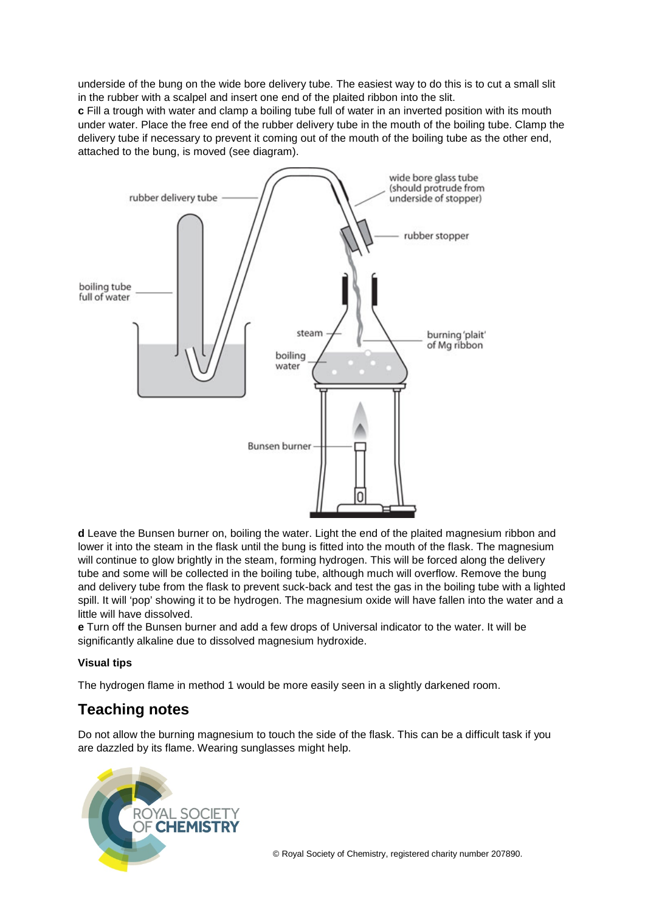underside of the bung on the wide bore delivery tube. The easiest way to do this is to cut a small slit in the rubber with a scalpel and insert one end of the plaited ribbon into the slit.

**c** Fill a trough with water and clamp a boiling tube full of water in an inverted position with its mouth under water. Place the free end of the rubber delivery tube in the mouth of the boiling tube. Clamp the delivery tube if necessary to prevent it coming out of the mouth of the boiling tube as the other end, attached to the bung, is moved (see diagram).

**d** Leave the Bunsen burner on, boiling the water. Light the end of the plaited magnesium ribbon and lower it into the steam in the flask until the bung is fitted into the mouth of the flask. The magnesium will continue to glow brightly in the steam, forming hydrogen. This will be forced along the delivery tube and some will be collected in the boiling tube, although much will overflow. Remove the bung and delivery tube from the flask to prevent suck-back and test the gas in the boiling tube with a lighted spill. It will 'pop' showing it to be hydrogen. The magnesium oxide will have fallen into the water and a little will have dissolved.

**e** Turn off the Bunsen burner and add a few drops of Universal indicator to the water. It will be significantly alkaline due to dissolved magnesium hydroxide.

**Visual tips**

The hydrogen flame in method 1 would be more easily seen in a slightly darkened room.

## Teaching notes

Do not allow the burning magnesium to touch the side of the flask. This can be a difficult task if you are dazzled by its flame. Wearing sunglasses might help.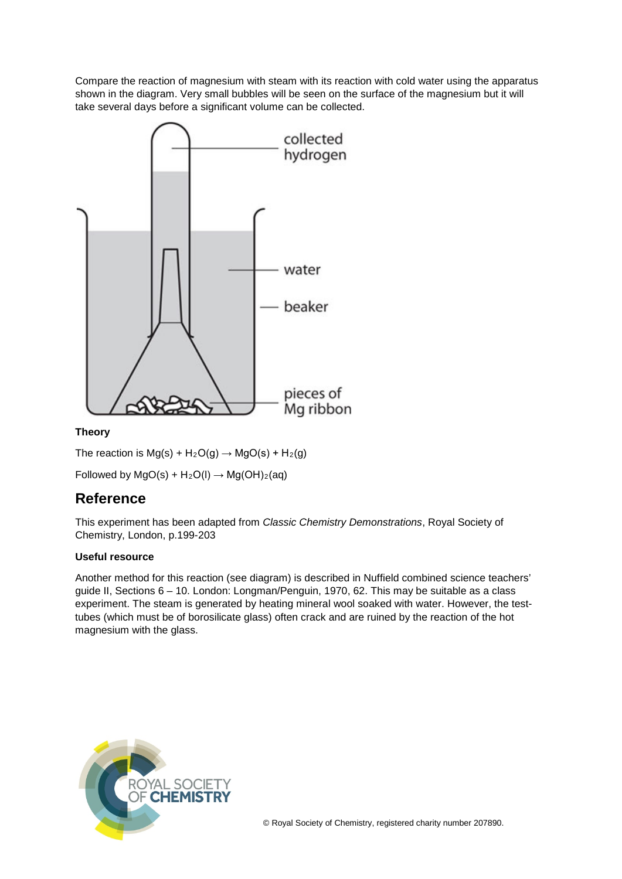Compare the reaction of magnesium with steam with its reaction with cold water using the apparatus shown in the diagram. Very small bubbles will be seen on the surface of the magnesium but it will take several days before a significant volume can be collected.

collected hydrogen

water

beaker

pieces of Mg ribbon

**Theory**

The reaction is $Mg(s) + H_2O(g) \rightarrow MgO(s) + H_2(g)$

Followed by $MgO(s) + H_2O(l) \rightarrow Mg(OH)_2(aq)$

## Reference

This experiment has been adapted from *Classic Chemistry Demonstrations*, Royal Society of Chemistry, London, p.199-203

**Useful resource**

Another method for this reaction (see diagram) is described in Nuffield combined science teachers' guide II, Sections 6 – 10. London: Longman/Penguin, 1970, 62. This may be suitable as a class experiment. The steam is generated by heating mineral wool soaked with water. However, the test-tubes (which must be of borosilicate glass) often crack and are ruined by the reaction of the hot magnesium with the glass.

© Royal Society of Chemistry, registered charity number 207890.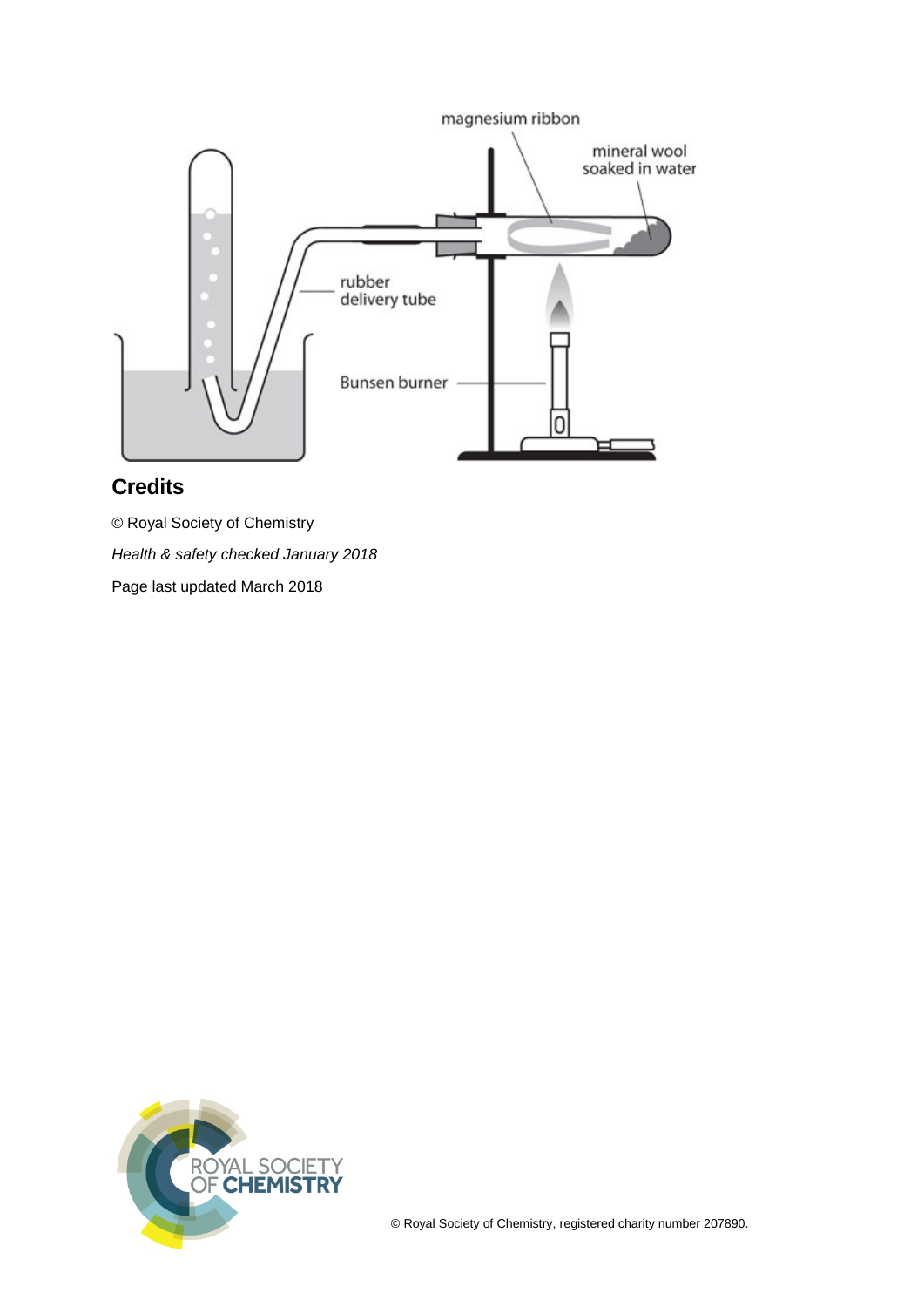magnesium ribbon

mineral wool soaked in water

rubber delivery tube

Bunsen burner

## Credits

© Royal Society of Chemistry

*Health & safety checked January 2018*

Page last updated March 2018

© Royal Society of Chemistry, registered charity number 207890.